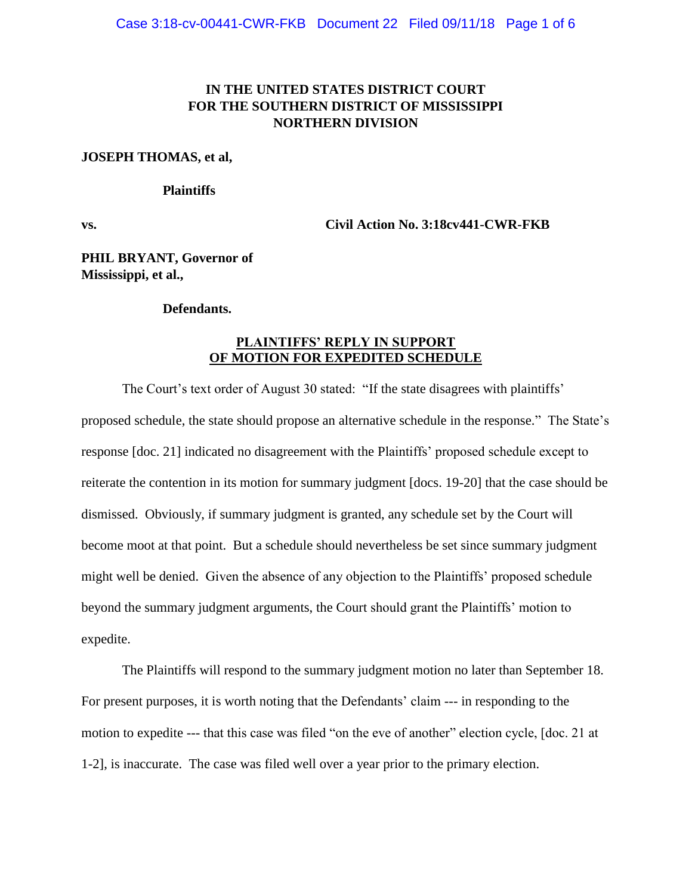**IN THE UNITED STATES DISTRICT COURT**
**FOR THE SOUTHERN DISTRICT OF MISSISSIPPI**
**NORTHERN DIVISION**

**JOSEPH THOMAS, et al,**

**Plaintiffs**

**vs.** **Civil Action No. 3:18cv441-CWR-FKB**

**PHIL BRYANT, Governor of Mississippi, et al.,**

**Defendants.**

**PLAINTIFFS' REPLY IN SUPPORT OF MOTION FOR EXPEDITED SCHEDULE**

The Court's text order of August 30 stated: "If the state disagrees with plaintiffs' proposed schedule, the state should propose an alternative schedule in the response." The State's response [doc. 21] indicated no disagreement with the Plaintiffs' proposed schedule except to reiterate the contention in its motion for summary judgment [docs. 19-20] that the case should be dismissed. Obviously, if summary judgment is granted, any schedule set by the Court will become moot at that point. But a schedule should nevertheless be set since summary judgment might well be denied. Given the absence of any objection to the Plaintiffs' proposed schedule beyond the summary judgment arguments, the Court should grant the Plaintiffs' motion to expedite.

The Plaintiffs will respond to the summary judgment motion no later than September 18. For present purposes, it is worth noting that the Defendants' claim --- in responding to the motion to expedite --- that this case was filed "on the eve of another" election cycle, [doc. 21 at 1-2], is inaccurate. The case was filed well over a year prior to the primary election.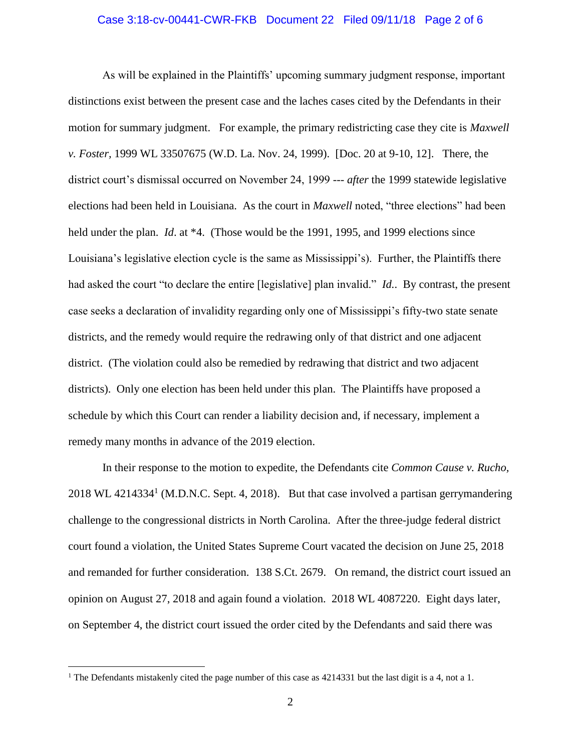As will be explained in the Plaintiffs' upcoming summary judgment response, important distinctions exist between the present case and the laches cases cited by the Defendants in their motion for summary judgment. For example, the primary redistricting case they cite is *Maxwell v. Foster,* 1999 WL 33507675 (W.D. La. Nov. 24, 1999). [Doc. 20 at 9-10, 12]. There, the district court's dismissal occurred on November 24, 1999 --- *after* the 1999 statewide legislative elections had been held in Louisiana. As the court in *Maxwell* noted, "three elections" had been held under the plan. *Id*. at *4. (Those would be the 1991, 1995, and 1999 elections since Louisiana's legislative election cycle is the same as Mississippi's). Further, the Plaintiffs there had asked the court "to declare the entire [legislative] plan invalid." *Id.*. By contrast, the present case seeks a declaration of invalidity regarding only one of Mississippi's fifty-two state senate districts, and the remedy would require the redrawing only of that district and one adjacent district. (The violation could also be remedied by redrawing that district and two adjacent districts). Only one election has been held under this plan. The Plaintiffs have proposed a schedule by which this Court can render a liability decision and, if necessary, implement a remedy many months in advance of the 2019 election.

In their response to the motion to expedite, the Defendants cite *Common Cause v. Rucho,* 2018 WL 4214334[1] (M.D.N.C. Sept. 4, 2018). But that case involved a partisan gerrymandering challenge to the congressional districts in North Carolina. After the three-judge federal district court found a violation, the United States Supreme Court vacated the decision on June 25, 2018 and remanded for further consideration. 138 S.Ct. 2679. On remand, the district court issued an opinion on August 27, 2018 and again found a violation. 2018 WL 4087220. Eight days later, on September 4, the district court issued the order cited by the Defendants and said there was

[1] The Defendants mistakenly cited the page number of this case as 4214331 but the last digit is a 4, not a 1.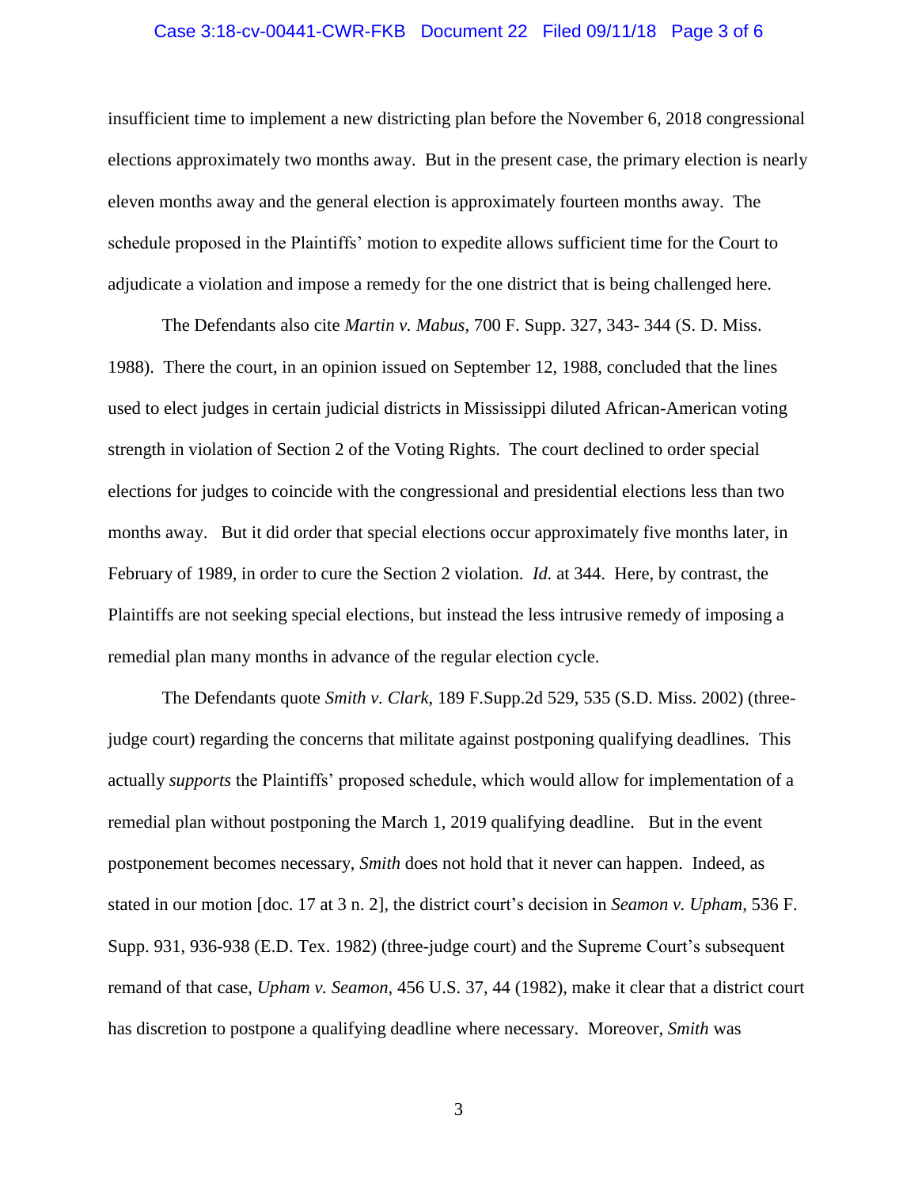insufficient time to implement a new districting plan before the November 6, 2018 congressional elections approximately two months away. But in the present case, the primary election is nearly eleven months away and the general election is approximately fourteen months away. The schedule proposed in the Plaintiffs' motion to expedite allows sufficient time for the Court to adjudicate a violation and impose a remedy for the one district that is being challenged here.

The Defendants also cite *Martin v. Mabus*, 700 F. Supp. 327, 343- 344 (S. D. Miss. 1988). There the court, in an opinion issued on September 12, 1988, concluded that the lines used to elect judges in certain judicial districts in Mississippi diluted African-American voting strength in violation of Section 2 of the Voting Rights. The court declined to order special elections for judges to coincide with the congressional and presidential elections less than two months away. But it did order that special elections occur approximately five months later, in February of 1989, in order to cure the Section 2 violation. *Id.* at 344. Here, by contrast, the Plaintiffs are not seeking special elections, but instead the less intrusive remedy of imposing a remedial plan many months in advance of the regular election cycle.

The Defendants quote *Smith v. Clark*, 189 F.Supp.2d 529, 535 (S.D. Miss. 2002) (three-judge court) regarding the concerns that militate against postponing qualifying deadlines. This actually *supports* the Plaintiffs' proposed schedule, which would allow for implementation of a remedial plan without postponing the March 1, 2019 qualifying deadline. But in the event postponement becomes necessary, *Smith* does not hold that it never can happen. Indeed, as stated in our motion [doc. 17 at 3 n. 2], the district court's decision in *Seamon v. Upham*, 536 F. Supp. 931, 936-938 (E.D. Tex. 1982) (three-judge court) and the Supreme Court's subsequent remand of that case, *Upham v. Seamon*, 456 U.S. 37, 44 (1982), make it clear that a district court has discretion to postpone a qualifying deadline where necessary. Moreover, *Smith* was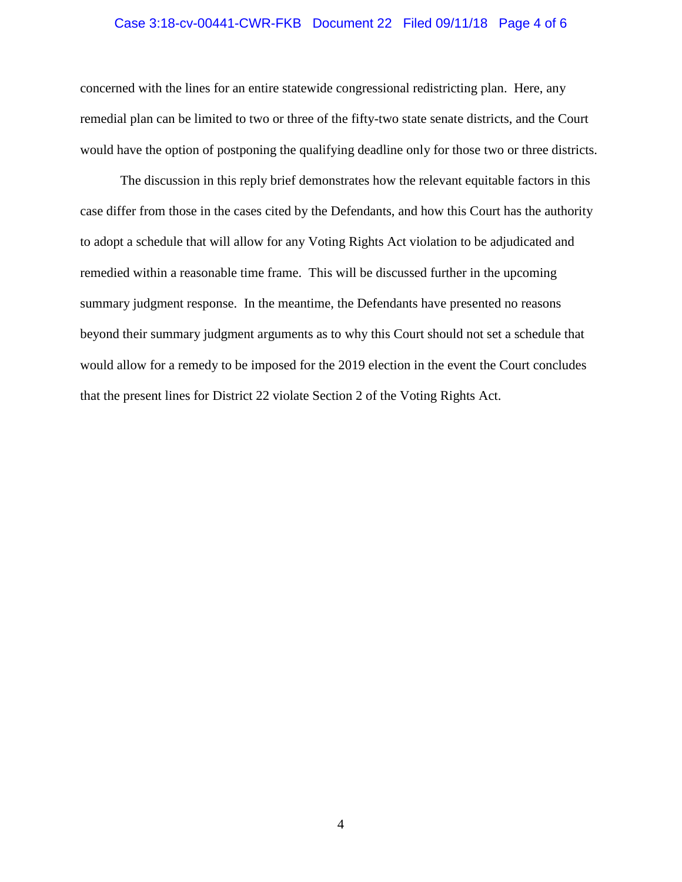concerned with the lines for an entire statewide congressional redistricting plan. Here, any remedial plan can be limited to two or three of the fifty-two state senate districts, and the Court would have the option of postponing the qualifying deadline only for those two or three districts.

The discussion in this reply brief demonstrates how the relevant equitable factors in this case differ from those in the cases cited by the Defendants, and how this Court has the authority to adopt a schedule that will allow for any Voting Rights Act violation to be adjudicated and remedied within a reasonable time frame. This will be discussed further in the upcoming summary judgment response. In the meantime, the Defendants have presented no reasons beyond their summary judgment arguments as to why this Court should not set a schedule that would allow for a remedy to be imposed for the 2019 election in the event the Court concludes that the present lines for District 22 violate Section 2 of the Voting Rights Act.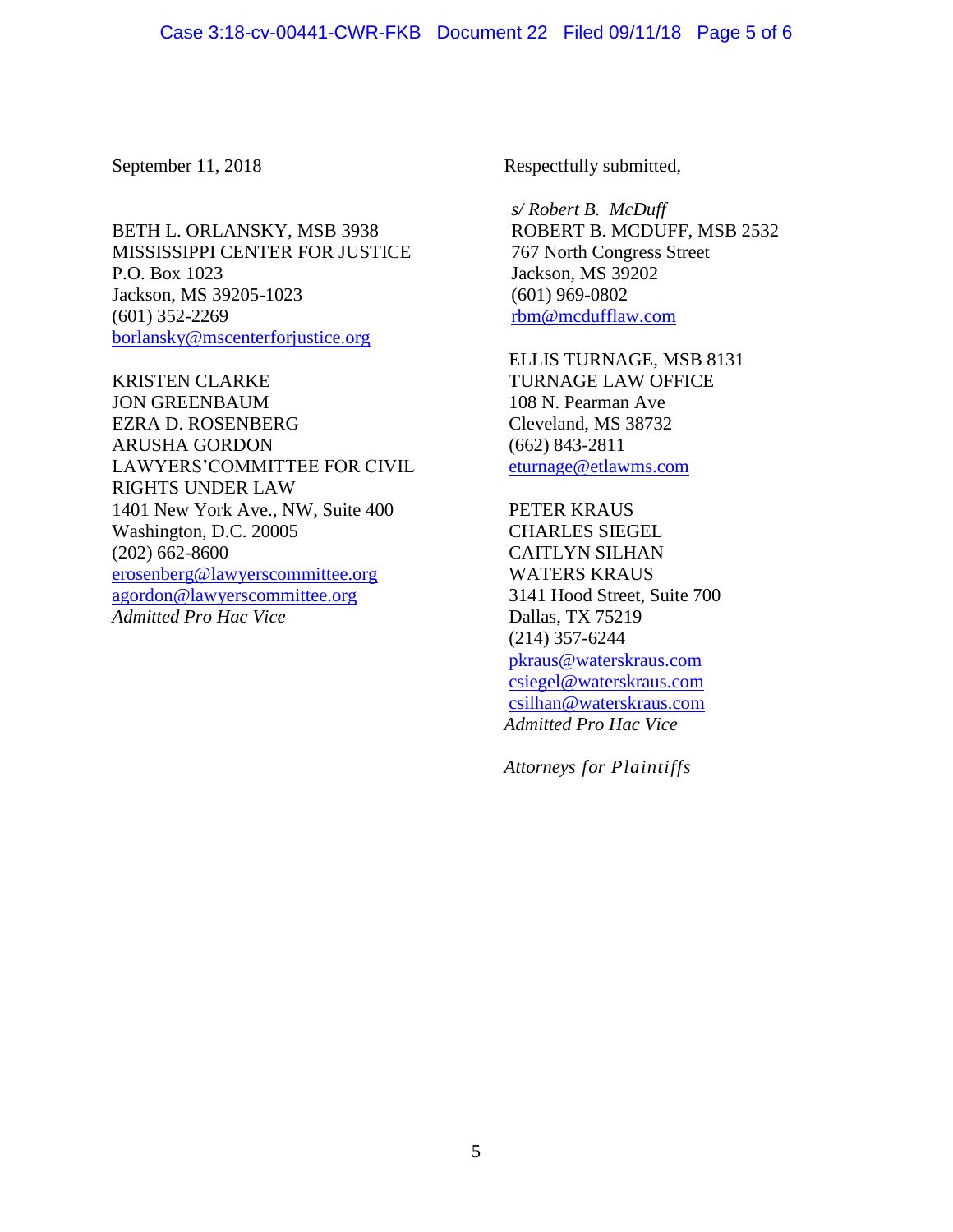September 11, 2018

Respectfully submitted,

*s/ Robert B. McDuff*
ROBERT B. MCDUFF, MSB 2532
767 North Congress Street
Jackson, MS 39202
(601) 969-0802
rbm@mcdufflaw.com

BETH L. ORLANSKY, MSB 3938
MISSISSIPPI CENTER FOR JUSTICE
P.O. Box 1023
Jackson, MS 39205-1023
(601) 352-2269
borlansky@mscenterforjustice.org

ELLIS TURNAGE, MSB 8131
TURNAGE LAW OFFICE
108 N. Pearman Ave
Cleveland, MS 38732
(662) 843-2811
eturnage@etlawms.com

KRISTEN CLARKE
JON GREENBAUM
EZRA D. ROSENBERG
ARUSHA GORDON
LAWYERS'COMMITTEE FOR CIVIL RIGHTS UNDER LAW
1401 New York Ave., NW, Suite 400
Washington, D.C. 20005
(202) 662-8600
erosenberg@lawyerscommittee.org
agordon@lawyerscommittee.org
*Admitted Pro Hac Vice*

PETER KRAUS
CHARLES SIEGEL
CAITLYN SILHAN
WATERS KRAUS
3141 Hood Street, Suite 700
Dallas, TX 75219
(214) 357-6244
pkraus@waterskraus.com
csiegel@waterskraus.com
csilhan@waterskraus.com
*Admitted Pro Hac Vice*

*Attorneys for Plaintiffs*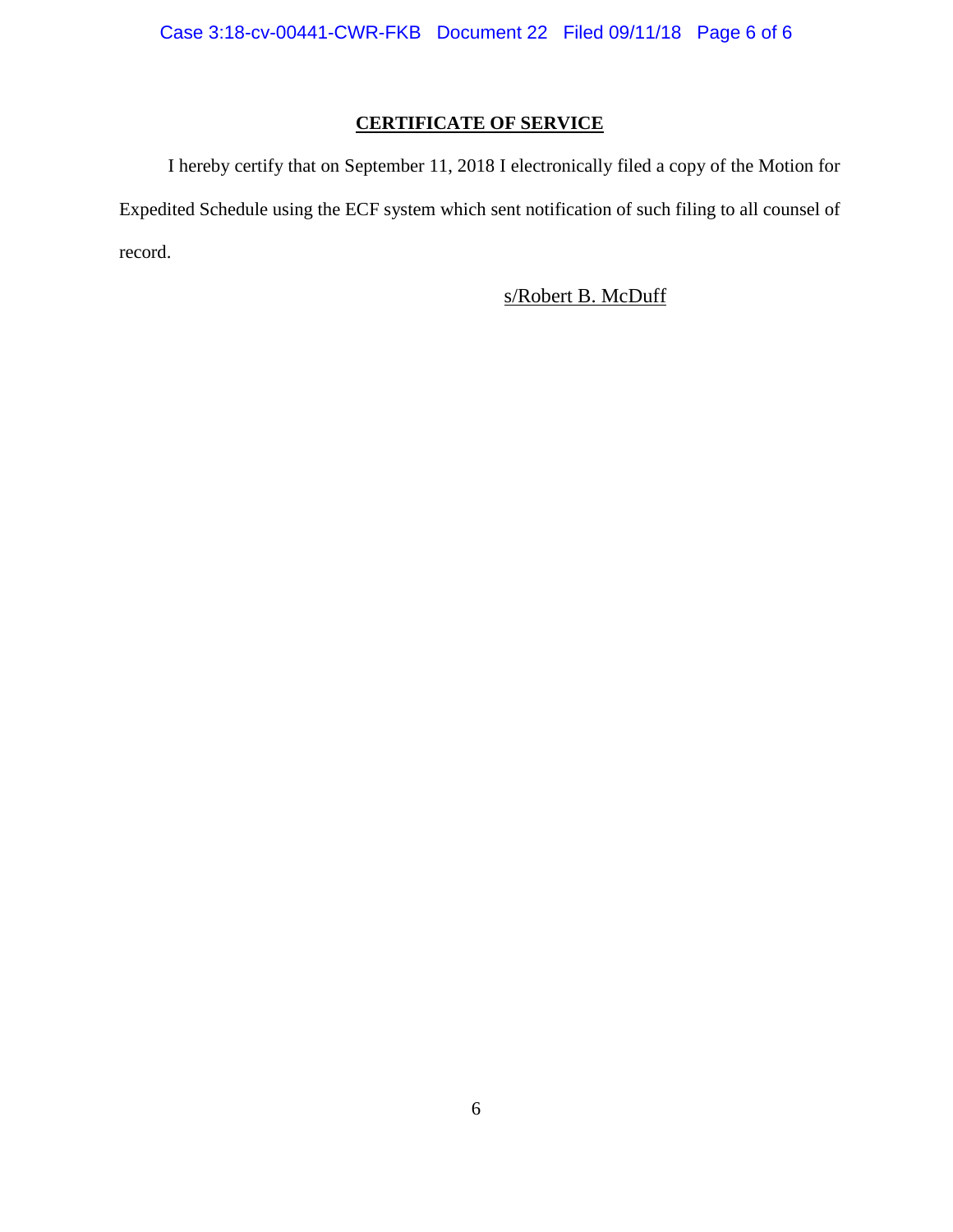## CERTIFICATE OF SERVICE

I hereby certify that on September 11, 2018 I electronically filed a copy of the Motion for Expedited Schedule using the ECF system which sent notification of such filing to all counsel of record.

s/Robert B. McDuff